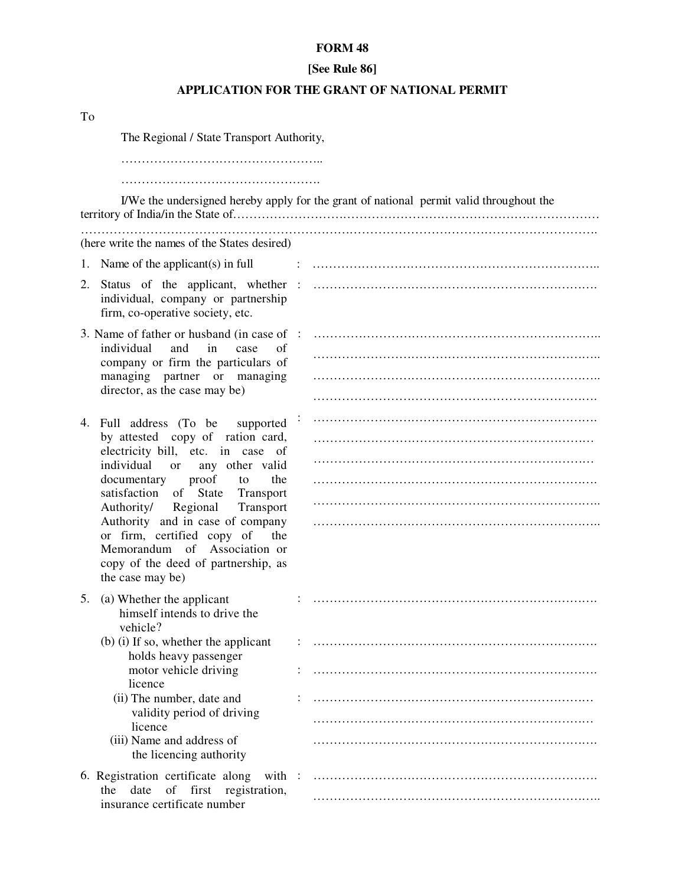**FORM 48**

**[See Rule 86]**

**APPLICATION FOR THE GRANT OF NATIONAL PERMIT**

To

The Regional / State Transport Authority,

…………………………………………..

………………………………………….

I/We the undersigned hereby apply for the grant of national permit valid throughout the territory of India/in the State of…………………………………………………………………………………
……………………………………………………………………………………………………………….
(here write the names of the States desired)

1. Name of the applicant(s) in full : ……………………………………………………………..

2. Status of the applicant, whether individual, company or partnership firm, co-operative society, etc. : …………………………………………………………….

3. Name of father or husband (in case of individual and in case of company or firm the particulars of managing partner or managing director, as the case may be) : ……………………………………………………………..
……………………………………………………………..
……………………………………………………………..
…………………………………………………………….

4. Full address (To be supported by attested copy of ration card, electricity bill, etc. in case of individual or any other valid documentary proof to the satisfaction of State Transport Authority/ Regional Transport Authority and in case of company or firm, certified copy of the Memorandum of Association or copy of the deed of partnership, as the case may be) : …………………………………………………………….
……………………………………………………………
……………………………………………………………
…………………………………………………………….
……………………………………………………………..
……………………………………………………………..

5. (a) Whether the applicant himself intends to drive the vehicle? : …………………………………………………………….
   (b) (i) If so, whether the applicant holds heavy passenger motor vehicle driving licence : …………………………………………………………….
   : …………………………………………………………….
   (ii) The number, date and validity period of driving licence : ……………………………………………………………
   ……………………………………………………………
   (iii) Name and address of the licencing authority …………………………………………………………….

6. Registration certificate along with the date of first registration, insurance certificate number : …………………………………………………………….
……………………………………………………………..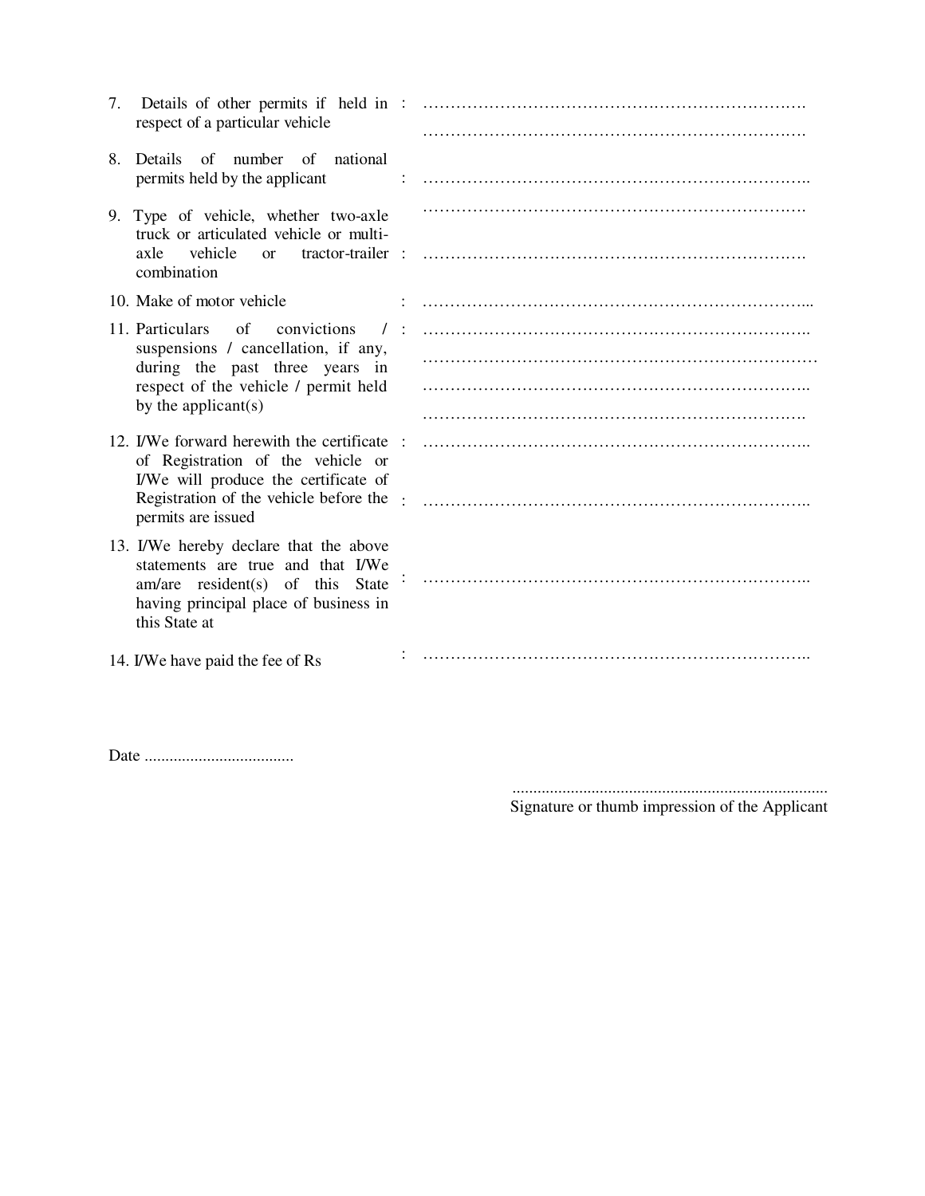7. Details of other permits if held in respect of a particular vehicle : …………………………………………………………………
…………………………………………………………………

8. Details of number of national permits held by the applicant : …………………………………………………………………

9. Type of vehicle, whether two-axle truck or articulated vehicle or multi-axle vehicle or tractor-trailer combination : …………………………………………………………………
…………………………………………………………………

10. Make of motor vehicle : …………………………………………………………………

11. Particulars of convictions / suspensions / cancellation, if any, during the past three years in respect of the vehicle / permit held by the applicant(s) : …………………………………………………………………
…………………………………………………………………
…………………………………………………………………
…………………………………………………………………

12. I/We forward herewith the certificate of Registration of the vehicle or I/We will produce the certificate of Registration of the vehicle before the permits are issued : …………………………………………………………………
: …………………………………………………………………

13. I/We hereby declare that the above statements are true and that I/We am/are resident(s) of this State having principal place of business in this State at : …………………………………………………………………

14. I/We have paid the fee of Rs : …………………………………………………………………

Date ....................................

............................................................................
Signature or thumb impression of the Applicant